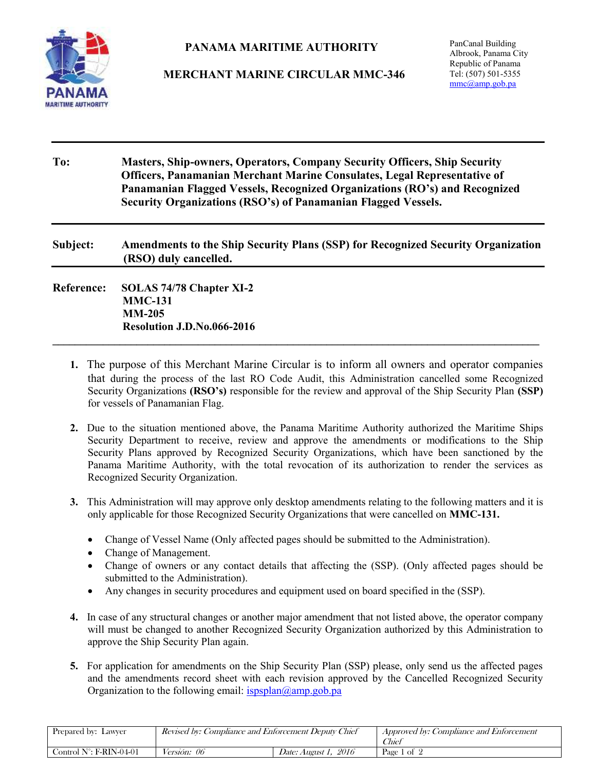# PANAMA MARITIME AUTHORITY

## MERCHANT MARINE CIRCULAR MMC-346

PanCanal Building
Albrook, Panama City
Republic of Panama
Tel: (507) 501-5355
mmc@amp.gob.pa

---

**To:** **Masters, Ship-owners, Operators, Company Security Officers, Ship Security Officers, Panamanian Merchant Marine Consulates, Legal Representative of Panamanian Flagged Vessels, Recognized Organizations (RO's) and Recognized Security Organizations (RSO's) of Panamanian Flagged Vessels.**

---

**Subject:** **Amendments to the Ship Security Plans (SSP) for Recognized Security Organization (RSO) duly cancelled.**

---

**Reference:** **SOLAS 74/78 Chapter XI-2**
**MMC-131**
**MM-205**
**Resolution J.D.No.066-2016**

---

1. The purpose of this Merchant Marine Circular is to inform all owners and operator companies that during the process of the last RO Code Audit, this Administration cancelled some Recognized Security Organizations **(RSO's)** responsible for the review and approval of the Ship Security Plan **(SSP)** for vessels of Panamanian Flag.

2. Due to the situation mentioned above, the Panama Maritime Authority authorized the Maritime Ships Security Department to receive, review and approve the amendments or modifications to the Ship Security Plans approved by Recognized Security Organizations, which have been sanctioned by the Panama Maritime Authority, with the total revocation of its authorization to render the services as Recognized Security Organization.

3. This Administration will may approve only desktop amendments relating to the following matters and it is only applicable for those Recognized Security Organizations that were cancelled on **MMC-131.**

   - Change of Vessel Name (Only affected pages should be submitted to the Administration).
   - Change of Management.
   - Change of owners or any contact details that affecting the (SSP). (Only affected pages should be submitted to the Administration).
   - Any changes in security procedures and equipment used on board specified in the (SSP).

4. In case of any structural changes or another major amendment that not listed above, the operator company will must be changed to another Recognized Security Organization authorized by this Administration to approve the Ship Security Plan again.

5. For application for amendments on the Ship Security Plan (SSP) please, only send us the affected pages and the amendments record sheet with each revision approved by the Cancelled Recognized Security Organization to the following email: ispsplan@amp.gob.pa

| Prepared by: Lawyer | *Revised by: Compliance and Enforcement Deputy Chief* | | *Approved by: Compliance and Enforcement Chief* |
|---|---|---|---|
| Control N°: F-RIN-04-01 | *Versión: 06* | *Date: August 1, 2016* | Page 1 of 2 |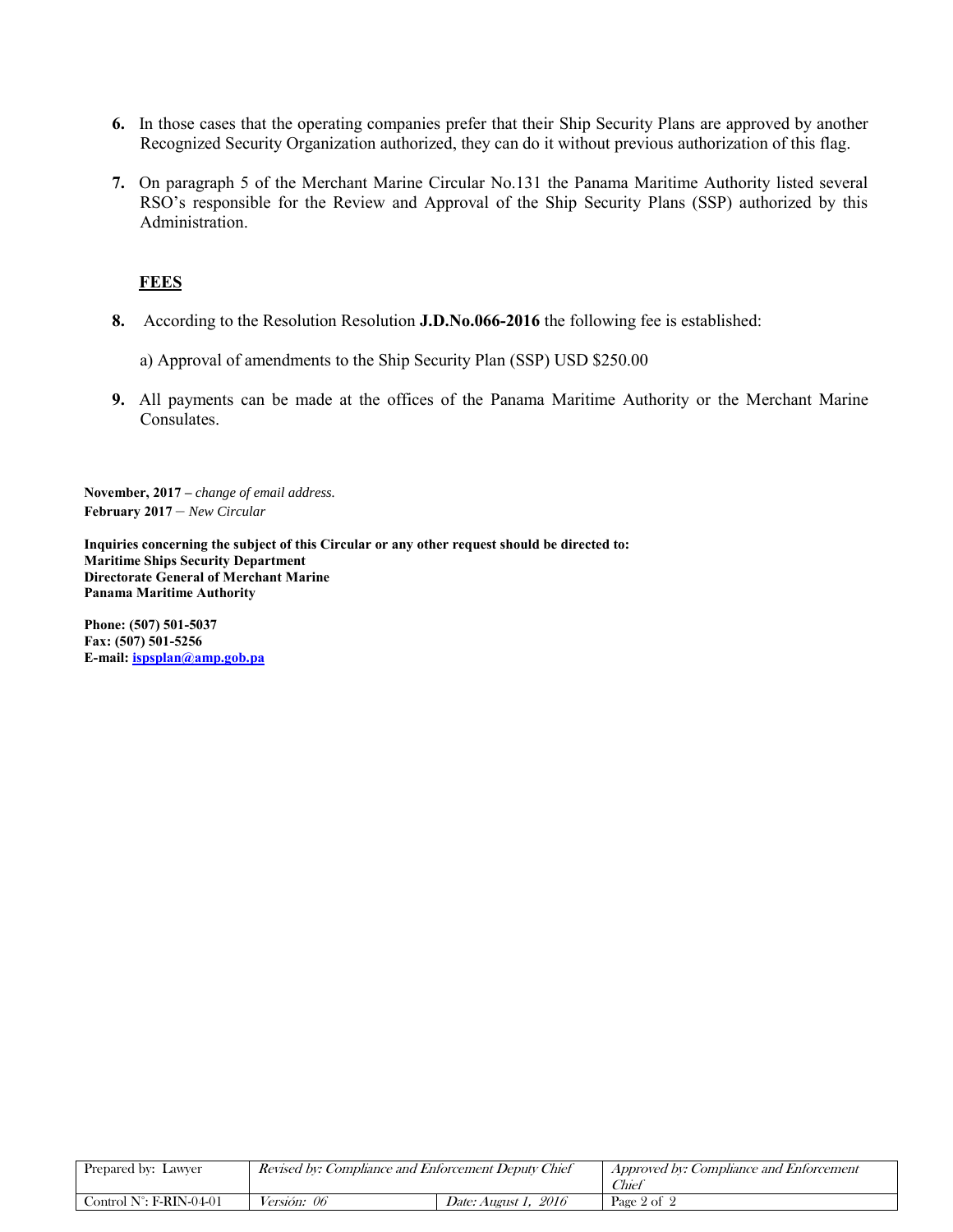6. In those cases that the operating companies prefer that their Ship Security Plans are approved by another Recognized Security Organization authorized, they can do it without previous authorization of this flag.

7. On paragraph 5 of the Merchant Marine Circular No.131 the Panama Maritime Authority listed several RSO's responsible for the Review and Approval of the Ship Security Plans (SSP) authorized by this Administration.

**FEES**

8. According to the Resolution Resolution **J.D.No.066-2016** the following fee is established:

   a) Approval of amendments to the Ship Security Plan (SSP) USD $250.00

9. All payments can be made at the offices of the Panama Maritime Authority or the Merchant Marine Consulates.

**November, 2017 –** *change of email address.*
**February 2017** – *New Circular*

**Inquiries concerning the subject of this Circular or any other request should be directed to:**
**Maritime Ships Security Department**
**Directorate General of Merchant Marine**
**Panama Maritime Authority**

**Phone: (507) 501-5037**
**Fax: (507) 501-5256**
**E-mail: ispsplan@amp.gob.pa**